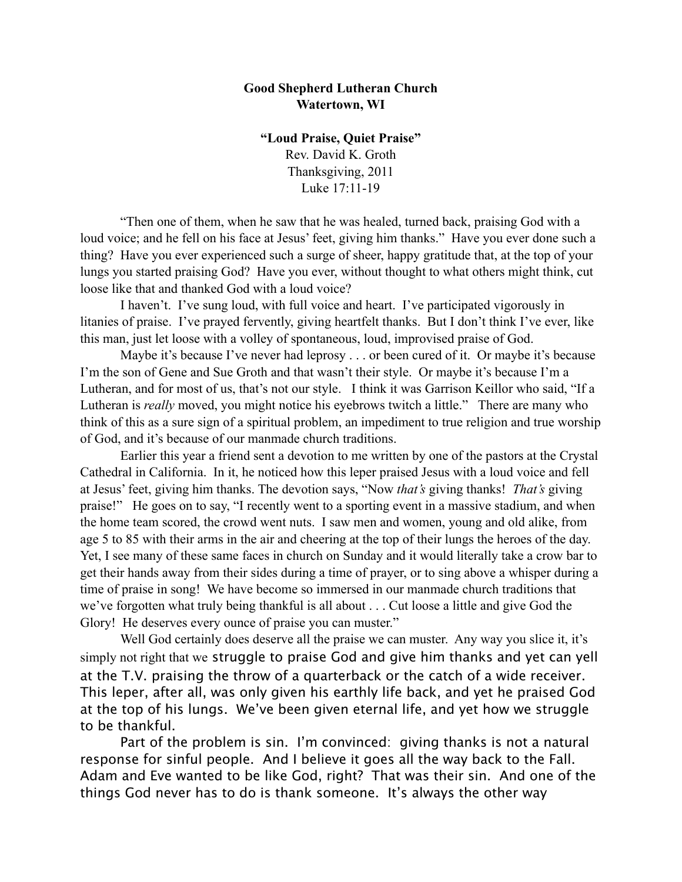**Good Shepherd Lutheran Church**
**Watertown, WI**

**"Loud Praise, Quiet Praise"**
Rev. David K. Groth
Thanksgiving, 2011
Luke 17:11-19

"Then one of them, when he saw that he was healed, turned back, praising God with a loud voice; and he fell on his face at Jesus' feet, giving him thanks." Have you ever done such a thing? Have you ever experienced such a surge of sheer, happy gratitude that, at the top of your lungs you started praising God? Have you ever, without thought to what others might think, cut loose like that and thanked God with a loud voice?

I haven't. I've sung loud, with full voice and heart. I've participated vigorously in litanies of praise. I've prayed fervently, giving heartfelt thanks. But I don't think I've ever, like this man, just let loose with a volley of spontaneous, loud, improvised praise of God.

Maybe it's because I've never had leprosy . . . or been cured of it. Or maybe it's because I'm the son of Gene and Sue Groth and that wasn't their style. Or maybe it's because I'm a Lutheran, and for most of us, that's not our style. I think it was Garrison Keillor who said, "If a Lutheran is *really* moved, you might notice his eyebrows twitch a little." There are many who think of this as a sure sign of a spiritual problem, an impediment to true religion and true worship of God, and it's because of our manmade church traditions.

Earlier this year a friend sent a devotion to me written by one of the pastors at the Crystal Cathedral in California. In it, he noticed how this leper praised Jesus with a loud voice and fell at Jesus' feet, giving him thanks. The devotion says, "Now *that's* giving thanks! *That's* giving praise!" He goes on to say, "I recently went to a sporting event in a massive stadium, and when the home team scored, the crowd went nuts. I saw men and women, young and old alike, from age 5 to 85 with their arms in the air and cheering at the top of their lungs the heroes of the day. Yet, I see many of these same faces in church on Sunday and it would literally take a crow bar to get their hands away from their sides during a time of prayer, or to sing above a whisper during a time of praise in song! We have become so immersed in our manmade church traditions that we've forgotten what truly being thankful is all about . . . Cut loose a little and give God the Glory! He deserves every ounce of praise you can muster."

Well God certainly does deserve all the praise we can muster. Any way you slice it, it's simply not right that we struggle to praise God and give him thanks and yet can yell at the T.V. praising the throw of a quarterback or the catch of a wide receiver. This leper, after all, was only given his earthly life back, and yet he praised God at the top of his lungs. We've been given eternal life, and yet how we struggle to be thankful.

Part of the problem is sin. I'm convinced: giving thanks is not a natural response for sinful people. And I believe it goes all the way back to the Fall. Adam and Eve wanted to be like God, right? That was their sin. And one of the things God never has to do is thank someone. It's always the other way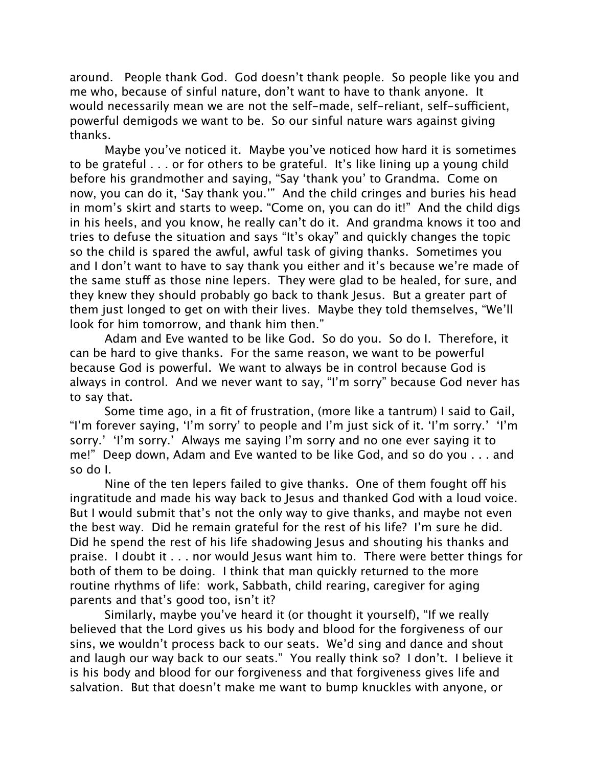around. People thank God. God doesn't thank people. So people like you and me who, because of sinful nature, don't want to have to thank anyone. It would necessarily mean we are not the self-made, self-reliant, self-sufficient, powerful demigods we want to be. So our sinful nature wars against giving thanks.

Maybe you've noticed it. Maybe you've noticed how hard it is sometimes to be grateful . . . or for others to be grateful. It's like lining up a young child before his grandmother and saying, "Say 'thank you' to Grandma. Come on now, you can do it, 'Say thank you.'" And the child cringes and buries his head in mom's skirt and starts to weep. "Come on, you can do it!" And the child digs in his heels, and you know, he really can't do it. And grandma knows it too and tries to defuse the situation and says "It's okay" and quickly changes the topic so the child is spared the awful, awful task of giving thanks. Sometimes you and I don't want to have to say thank you either and it's because we're made of the same stuff as those nine lepers. They were glad to be healed, for sure, and they knew they should probably go back to thank Jesus. But a greater part of them just longed to get on with their lives. Maybe they told themselves, "We'll look for him tomorrow, and thank him then."

Adam and Eve wanted to be like God. So do you. So do I. Therefore, it can be hard to give thanks. For the same reason, we want to be powerful because God is powerful. We want to always be in control because God is always in control. And we never want to say, "I'm sorry" because God never has to say that.

Some time ago, in a fit of frustration, (more like a tantrum) I said to Gail, "I'm forever saying, 'I'm sorry' to people and I'm just sick of it. 'I'm sorry.' 'I'm sorry.' 'I'm sorry.' Always me saying I'm sorry and no one ever saying it to me!" Deep down, Adam and Eve wanted to be like God, and so do you . . . and so do I.

Nine of the ten lepers failed to give thanks. One of them fought off his ingratitude and made his way back to Jesus and thanked God with a loud voice. But I would submit that's not the only way to give thanks, and maybe not even the best way. Did he remain grateful for the rest of his life? I'm sure he did. Did he spend the rest of his life shadowing Jesus and shouting his thanks and praise. I doubt it . . . nor would Jesus want him to. There were better things for both of them to be doing. I think that man quickly returned to the more routine rhythms of life: work, Sabbath, child rearing, caregiver for aging parents and that's good too, isn't it?

Similarly, maybe you've heard it (or thought it yourself), "If we really believed that the Lord gives us his body and blood for the forgiveness of our sins, we wouldn't process back to our seats. We'd sing and dance and shout and laugh our way back to our seats." You really think so? I don't. I believe it is his body and blood for our forgiveness and that forgiveness gives life and salvation. But that doesn't make me want to bump knuckles with anyone, or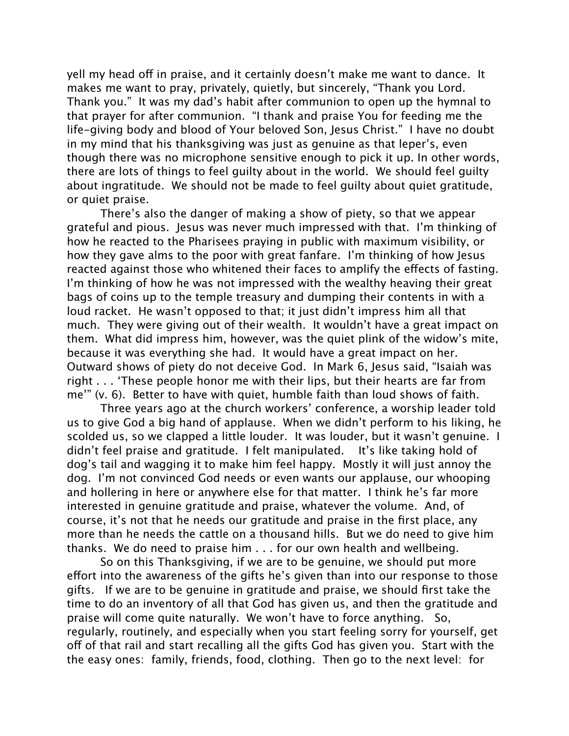yell my head off in praise, and it certainly doesn't make me want to dance. It makes me want to pray, privately, quietly, but sincerely, "Thank you Lord. Thank you." It was my dad's habit after communion to open up the hymnal to that prayer for after communion. "I thank and praise You for feeding me the life-giving body and blood of Your beloved Son, Jesus Christ." I have no doubt in my mind that his thanksgiving was just as genuine as that leper's, even though there was no microphone sensitive enough to pick it up. In other words, there are lots of things to feel guilty about in the world. We should feel guilty about ingratitude. We should not be made to feel guilty about quiet gratitude, or quiet praise.

There's also the danger of making a show of piety, so that we appear grateful and pious. Jesus was never much impressed with that. I'm thinking of how he reacted to the Pharisees praying in public with maximum visibility, or how they gave alms to the poor with great fanfare. I'm thinking of how Jesus reacted against those who whitened their faces to amplify the effects of fasting. I'm thinking of how he was not impressed with the wealthy heaving their great bags of coins up to the temple treasury and dumping their contents in with a loud racket. He wasn't opposed to that; it just didn't impress him all that much. They were giving out of their wealth. It wouldn't have a great impact on them. What did impress him, however, was the quiet plink of the widow's mite, because it was everything she had. It would have a great impact on her. Outward shows of piety do not deceive God. In Mark 6, Jesus said, "Isaiah was right . . . 'These people honor me with their lips, but their hearts are far from me'" (v. 6). Better to have with quiet, humble faith than loud shows of faith.

Three years ago at the church workers' conference, a worship leader told us to give God a big hand of applause. When we didn't perform to his liking, he scolded us, so we clapped a little louder. It was louder, but it wasn't genuine. I didn't feel praise and gratitude. I felt manipulated. It's like taking hold of dog's tail and wagging it to make him feel happy. Mostly it will just annoy the dog. I'm not convinced God needs or even wants our applause, our whooping and hollering in here or anywhere else for that matter. I think he's far more interested in genuine gratitude and praise, whatever the volume. And, of course, it's not that he needs our gratitude and praise in the first place, any more than he needs the cattle on a thousand hills. But we do need to give him thanks. We do need to praise him . . . for our own health and wellbeing.

So on this Thanksgiving, if we are to be genuine, we should put more effort into the awareness of the gifts he's given than into our response to those gifts. If we are to be genuine in gratitude and praise, we should first take the time to do an inventory of all that God has given us, and then the gratitude and praise will come quite naturally. We won't have to force anything. So, regularly, routinely, and especially when you start feeling sorry for yourself, get off of that rail and start recalling all the gifts God has given you. Start with the the easy ones: family, friends, food, clothing. Then go to the next level: for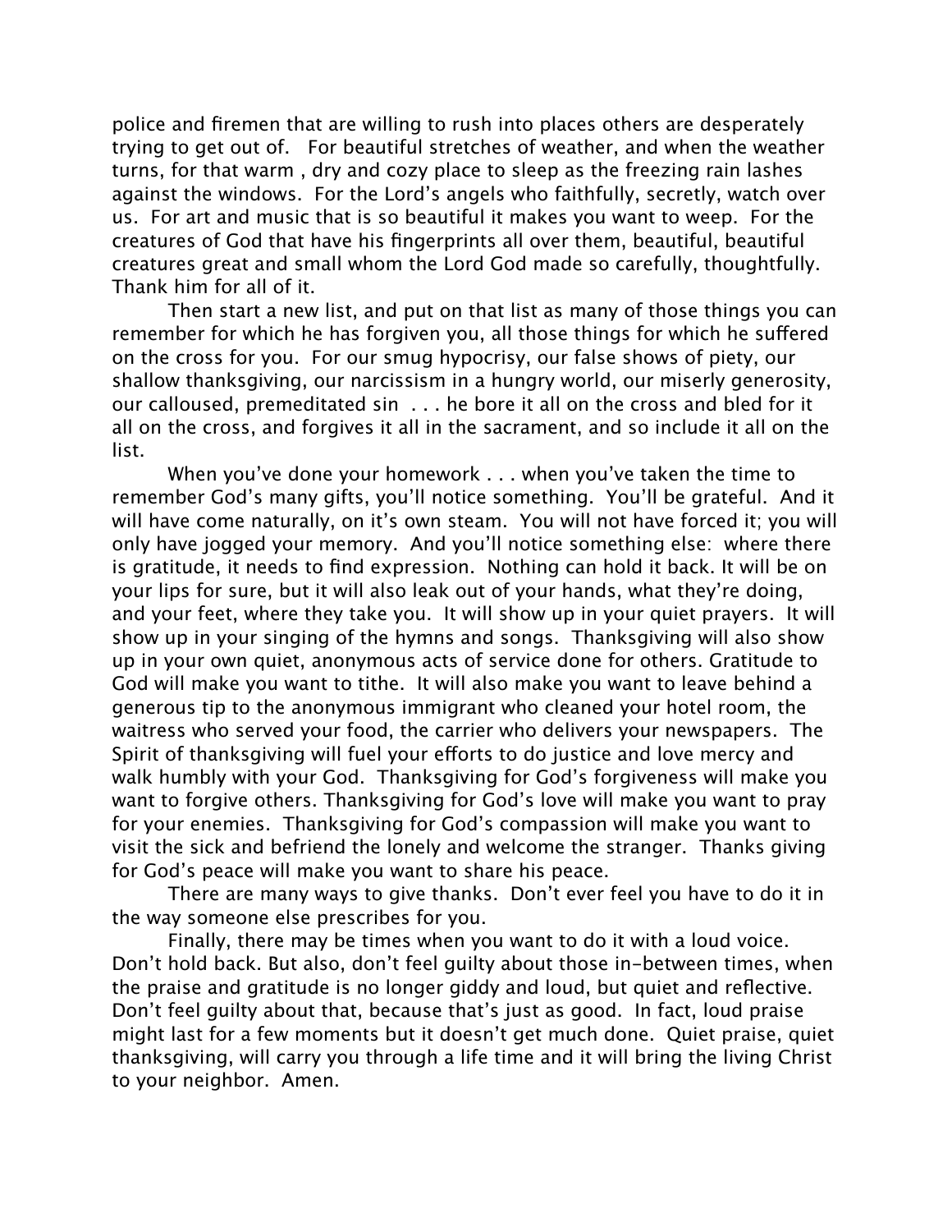police and firemen that are willing to rush into places others are desperately trying to get out of.   For beautiful stretches of weather, and when the weather turns, for that warm , dry and cozy place to sleep as the freezing rain lashes against the windows.  For the Lord's angels who faithfully, secretly, watch over us.  For art and music that is so beautiful it makes you want to weep.  For the creatures of God that have his fingerprints all over them, beautiful, beautiful creatures great and small whom the Lord God made so carefully, thoughtfully. Thank him for all of it.

Then start a new list, and put on that list as many of those things you can remember for which he has forgiven you, all those things for which he suffered on the cross for you.  For our smug hypocrisy, our false shows of piety, our shallow thanksgiving, our narcissism in a hungry world, our miserly generosity, our calloused, premeditated sin  . . . he bore it all on the cross and bled for it all on the cross, and forgives it all in the sacrament, and so include it all on the list.

When you've done your homework . . . when you've taken the time to remember God's many gifts, you'll notice something.  You'll be grateful.  And it will have come naturally, on it's own steam.  You will not have forced it; you will only have jogged your memory.  And you'll notice something else:  where there is gratitude, it needs to find expression.  Nothing can hold it back. It will be on your lips for sure, but it will also leak out of your hands, what they're doing, and your feet, where they take you.  It will show up in your quiet prayers.  It will show up in your singing of the hymns and songs.  Thanksgiving will also show up in your own quiet, anonymous acts of service done for others. Gratitude to God will make you want to tithe.  It will also make you want to leave behind a generous tip to the anonymous immigrant who cleaned your hotel room, the waitress who served your food, the carrier who delivers your newspapers.  The Spirit of thanksgiving will fuel your efforts to do justice and love mercy and walk humbly with your God.  Thanksgiving for God's forgiveness will make you want to forgive others. Thanksgiving for God's love will make you want to pray for your enemies.  Thanksgiving for God's compassion will make you want to visit the sick and befriend the lonely and welcome the stranger.  Thanks giving for God's peace will make you want to share his peace.

There are many ways to give thanks.  Don't ever feel you have to do it in the way someone else prescribes for you.

Finally, there may be times when you want to do it with a loud voice. Don't hold back. But also, don't feel guilty about those in-between times, when the praise and gratitude is no longer giddy and loud, but quiet and reflective. Don't feel guilty about that, because that's just as good.  In fact, loud praise might last for a few moments but it doesn't get much done.  Quiet praise, quiet thanksgiving, will carry you through a life time and it will bring the living Christ to your neighbor.  Amen.